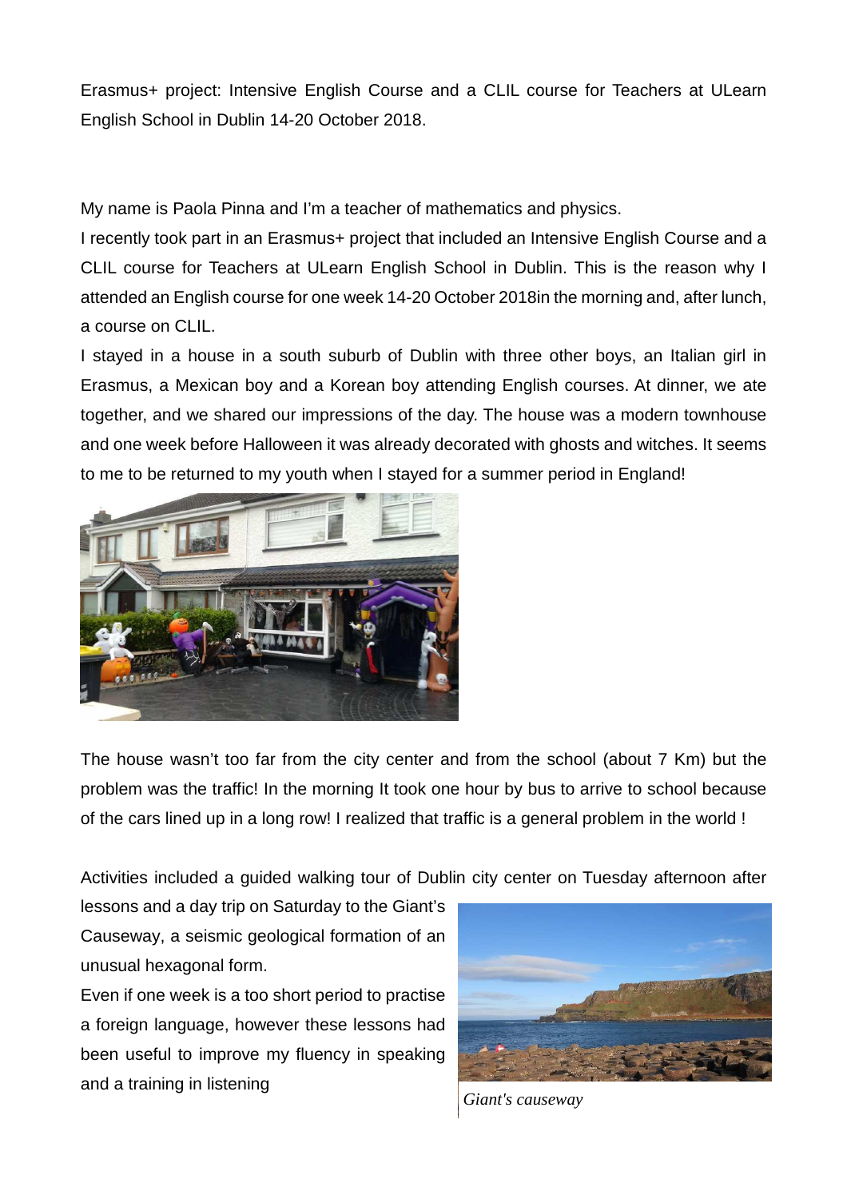Erasmus+ project: Intensive English Course and a CLIL course for Teachers at ULearn English School in Dublin 14-20 October 2018.

My name is Paola Pinna and I'm a teacher of mathematics and physics.

I recently took part in an Erasmus+ project that included an Intensive English Course and a CLIL course for Teachers at ULearn English School in Dublin. This is the reason why I attended an English course for one week 14-20 October 2018in the morning and, after lunch, a course on CLIL.

I stayed in a house in a south suburb of Dublin with three other boys, an Italian girl in Erasmus, a Mexican boy and a Korean boy attending English courses. At dinner, we ate together, and we shared our impressions of the day. The house was a modern townhouse and one week before Halloween it was already decorated with ghosts and witches. It seems to me to be returned to my youth when I stayed for a summer period in England!

The house wasn't too far from the city center and from the school (about 7 Km) but the problem was the traffic! In the morning It took one hour by bus to arrive to school because of the cars lined up in a long row! I realized that traffic is a general problem in the world !

Activities included a guided walking tour of Dublin city center on Tuesday afternoon after lessons and a day trip on Saturday to the Giant's Causeway, a seismic geological formation of an unusual hexagonal form.

Even if one week is a too short period to practise a foreign language, however these lessons had been useful to improve my fluency in speaking and a training in listening

*Giant's causeway*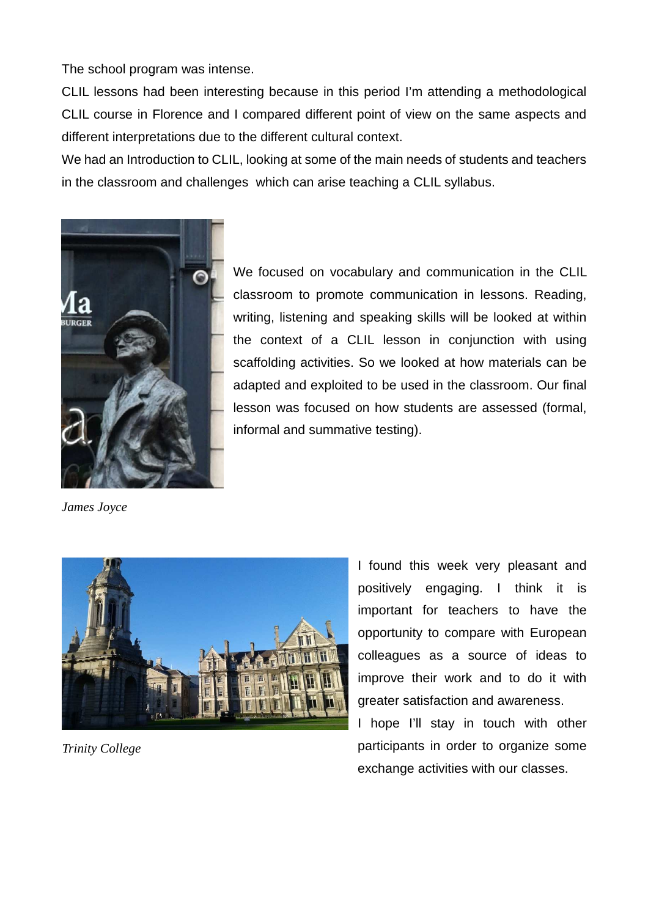The school program was intense.

CLIL lessons had been interesting because in this period I'm attending a methodological CLIL course in Florence and I compared different point of view on the same aspects and different interpretations due to the different cultural context.

We had an Introduction to CLIL, looking at some of the main needs of students and teachers in the classroom and challenges which can arise teaching a CLIL syllabus.

We focused on vocabulary and communication in the CLIL classroom to promote communication in lessons. Reading, writing, listening and speaking skills will be looked at within the context of a CLIL lesson in conjunction with using scaffolding activities. So we looked at how materials can be adapted and exploited to be used in the classroom. Our final lesson was focused on how students are assessed (formal, informal and summative testing).

*James Joyce*

I found this week very pleasant and positively engaging. I think it is important for teachers to have the opportunity to compare with European colleagues as a source of ideas to improve their work and to do it with greater satisfaction and awareness.

I hope I'll stay in touch with other participants in order to organize some exchange activities with our classes.

*Trinity College*